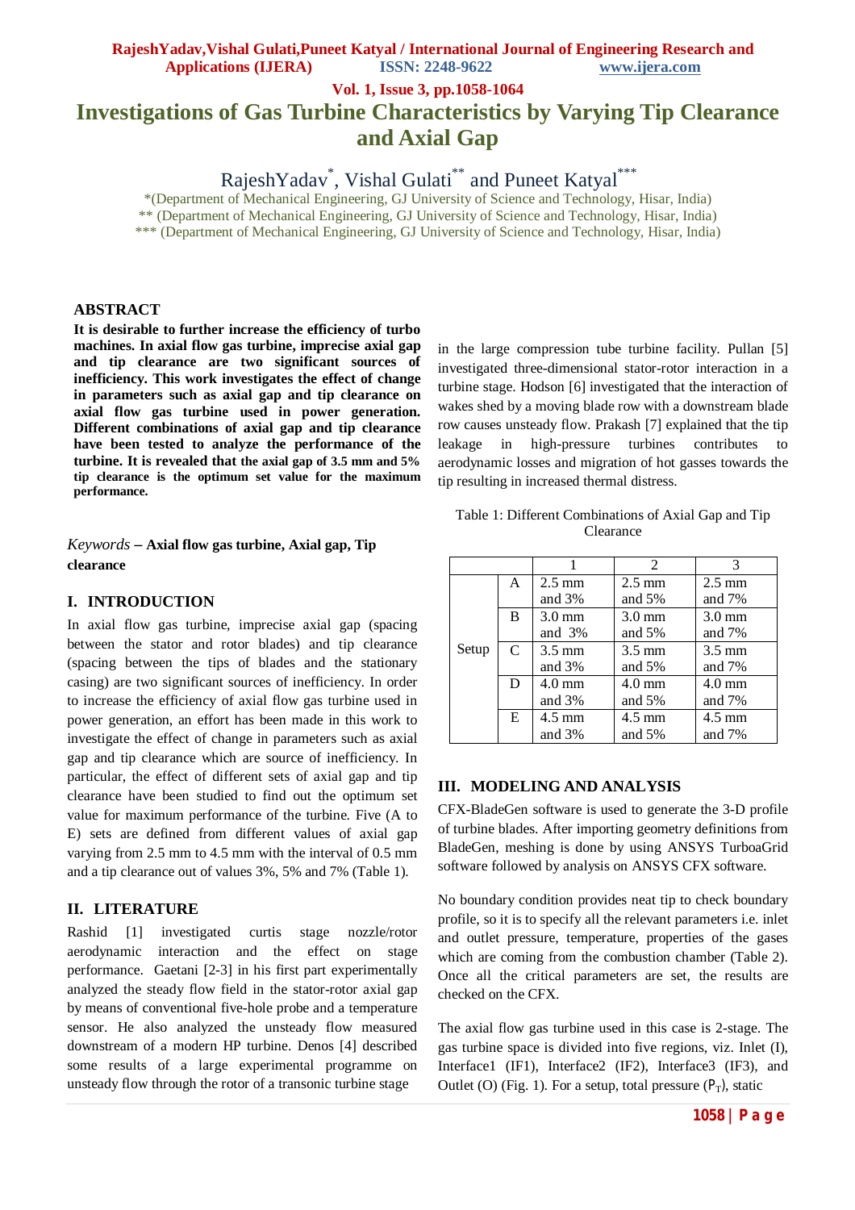# Investigations of Gas Turbine Characteristics by Varying Tip Clearance and Axial Gap

RajeshYadav*, Vishal Gulati** and Puneet Katyal***

*(Department of Mechanical Engineering, GJ University of Science and Technology, Hisar, India)
** (Department of Mechanical Engineering, GJ University of Science and Technology, Hisar, India)
*** (Department of Mechanical Engineering, GJ University of Science and Technology, Hisar, India)

## ABSTRACT

**It is desirable to further increase the efficiency of turbo machines. In axial flow gas turbine, imprecise axial gap and tip clearance are two significant sources of inefficiency. This work investigates the effect of change in parameters such as axial gap and tip clearance on axial flow gas turbine used in power generation. Different combinations of axial gap and tip clearance have been tested to analyze the performance of the turbine. It is revealed that the axial gap of 3.5 mm and 5% tip clearance is the optimum set value for the maximum performance.**

*Keywords* – **Axial flow gas turbine, Axial gap, Tip clearance**

## I. INTRODUCTION

In axial flow gas turbine, imprecise axial gap (spacing between the stator and rotor blades) and tip clearance (spacing between the tips of blades and the stationary casing) are two significant sources of inefficiency. In order to increase the efficiency of axial flow gas turbine used in power generation, an effort has been made in this work to investigate the effect of change in parameters such as axial gap and tip clearance which are source of inefficiency. In particular, the effect of different sets of axial gap and tip clearance have been studied to find out the optimum set value for maximum performance of the turbine. Five (A to E) sets are defined from different values of axial gap varying from 2.5 mm to 4.5 mm with the interval of 0.5 mm and a tip clearance out of values 3%, 5% and 7% (Table 1).

## II. LITERATURE

Rashid [1] investigated curtis stage nozzle/rotor aerodynamic interaction and the effect on stage performance. Gaetani [2-3] in his first part experimentally analyzed the steady flow field in the stator-rotor axial gap by means of conventional five-hole probe and a temperature sensor. He also analyzed the unsteady flow measured downstream of a modern HP turbine. Denos [4] described some results of a large experimental programme on unsteady flow through the rotor of a transonic turbine stage in the large compression tube turbine facility. Pullan [5] investigated three-dimensional stator-rotor interaction in a turbine stage. Hodson [6] investigated that the interaction of wakes shed by a moving blade row with a downstream blade row causes unsteady flow. Prakash [7] explained that the tip leakage in high-pressure turbines contributes to aerodynamic losses and migration of hot gasses towards the tip resulting in increased thermal distress.

Table 1: Different Combinations of Axial Gap and Tip Clearance

| | | 1 | 2 | 3 |
|---|---|---|---|---|
| Setup | A | 2.5 mm and 3% | 2.5 mm and 5% | 2.5 mm and 7% |
| | B | 3.0 mm and 3% | 3.0 mm and 5% | 3.0 mm and 7% |
| | C | 3.5 mm and 3% | 3.5 mm and 5% | 3.5 mm and 7% |
| | D | 4.0 mm and 3% | 4.0 mm and 5% | 4.0 mm and 7% |
| | E | 4.5 mm and 3% | 4.5 mm and 5% | 4.5 mm and 7% |

## III. MODELING AND ANALYSIS

CFX-BladeGen software is used to generate the 3-D profile of turbine blades. After importing geometry definitions from BladeGen, meshing is done by using ANSYS TurboaGrid software followed by analysis on ANSYS CFX software.

No boundary condition provides neat tip to check boundary profile, so it is to specify all the relevant parameters i.e. inlet and outlet pressure, temperature, properties of the gases which are coming from the combustion chamber (Table 2). Once all the critical parameters are set, the results are checked on the CFX.

The axial flow gas turbine used in this case is 2-stage. The gas turbine space is divided into five regions, viz. Inlet (I), Interface1 (IF1), Interface2 (IF2), Interface3 (IF3), and Outlet (O) (Fig. 1). For a setup, total pressure ($P_T$), static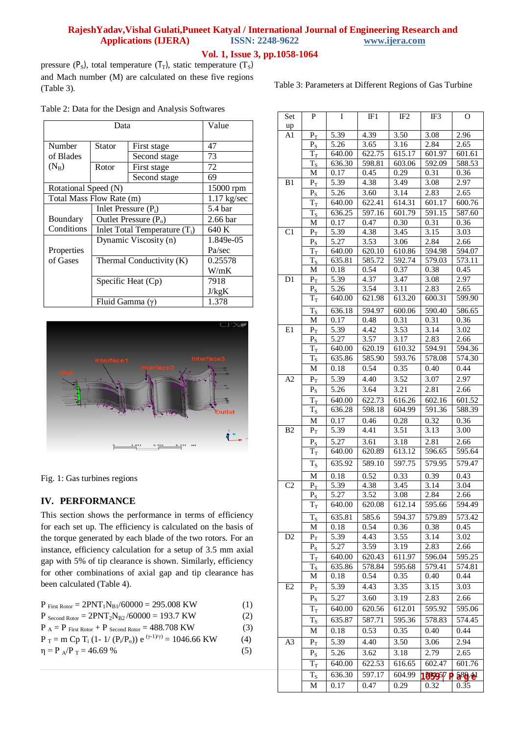pressure ($P_S$), total temperature ($T_T$), static temperature ($T_S$) and Mach number (M) are calculated on these five regions (Table 3).

Table 2: Data for the Design and Analysis Softwares

| Data | | | Value |
|---|---|---|---|
| Number of Blades ($N_B$) | Stator | First stage | 47 |
| | | Second stage | 73 |
| | Rotor | First stage | 72 |
| | | Second stage | 69 |
| Rotational Speed (N) | | | 15000 rpm |
| Total Mass Flow Rate (m) | | | 1.17 kg/sec |
| Boundary Conditions | Inlet Pressure ($P_i$) | | 5.4 bar |
| | Outlet Pressure ($P_o$) | | 2.66 bar |
| | Inlet Total Temperature ($T_i$) | | 640 K |
| Properties of Gases | Dynamic Viscosity (n) | | 1.849e-05 Pa/sec |
| | Thermal Conductivity (K) | | 0.25578 W/mK |
| | Specific Heat (Cp) | | 7918 J/kgK |
| | Fluid Gamma (γ) | | 1.378 |

Fig. 1: Gas turbines regions

## IV. PERFORMANCE

This section shows the performance in terms of efficiency for each set up. The efficiency is calculated on the basis of the torque generated by each blade of the two rotors. For an instance, efficiency calculation for a setup of 3.5 mm axial gap with 5% of tip clearance is shown. Similarly, efficiency for other combinations of axial gap and tip clearance has been calculated (Table 4).

$$P_{\text{First Rotor}} = 2PNT_1N_{B1}/60000 = 295.008 \text{ KW} \quad (1)$$

$$P_{\text{Second Rotor}} = 2PNT_2N_{B2}/60000 = 193.7 \text{ KW} \quad (2)$$

$$P_A = P_{\text{First Rotor}} + P_{\text{Second Rotor}} = 488.708 \text{ KW} \quad (3)$$

$$P_T = m\, Cp\, T_i\, (1- 1/ (P_i/P_o))\, e^{(\gamma-1)/\gamma)} = 1046.66 \text{ KW} \quad (4)$$

$$\eta = P_A/P_T = 46.69\ \% \quad (5)$$

Table 3: Parameters at Different Regions of Gas Turbine

| Set up | P | I | IF1 | IF2 | IF3 | O |
|---|---|---|---|---|---|---|
| A1 | $P_T$ | 5.39 | 4.39 | 3.50 | 3.08 | 2.96 |
| | $P_S$ | 5.26 | 3.65 | 3.16 | 2.84 | 2.65 |
| | $T_T$ | 640.00 | 622.75 | 615.17 | 601.97 | 601.61 |
| | $T_S$ | 636.30 | 598.81 | 603.06 | 592.09 | 588.53 |
| | M | 0.17 | 0.45 | 0.29 | 0.31 | 0.36 |
| B1 | $P_T$ | 5.39 | 4.38 | 3.49 | 3.08 | 2.97 |
| | $P_S$ | 5.26 | 3.60 | 3.14 | 2.83 | 2.65 |
| | $T_T$ | 640.00 | 622.41 | 614.31 | 601.17 | 600.76 |
| | $T_S$ | 636.25 | 597.16 | 601.79 | 591.15 | 587.60 |
| | M | 0.17 | 0.47 | 0.30 | 0.31 | 0.36 |
| C1 | $P_T$ | 5.39 | 4.38 | 3.45 | 3.15 | 3.03 |
| | $P_S$ | 5.27 | 3.53 | 3.06 | 2.84 | 2.66 |
| | $T_T$ | 640.00 | 620.10 | 610.86 | 594.98 | 594.07 |
| | $T_S$ | 635.81 | 585.72 | 592.74 | 579.03 | 573.11 |
| | M | 0.18 | 0.54 | 0.37 | 0.38 | 0.45 |
| D1 | $P_T$ | 5.39 | 4.37 | 3.47 | 3.08 | 2.97 |
| | $P_S$ | 5.26 | 3.54 | 3.11 | 2.83 | 2.65 |
| | $T_T$ | 640.00 | 621.98 | 613.20 | 600.31 | 599.90 |
| | $T_S$ | 636.18 | 594.97 | 600.06 | 590.40 | 586.65 |
| | M | 0.17 | 0.48 | 0.31 | 0.31 | 0.36 |
| E1 | $P_T$ | 5.39 | 4.42 | 3.53 | 3.14 | 3.02 |
| | $P_S$ | 5.27 | 3.57 | 3.17 | 2.83 | 2.66 |
| | $T_T$ | 640.00 | 620.19 | 610.32 | 594.91 | 594.36 |
| | $T_S$ | 635.86 | 585.90 | 593.76 | 578.08 | 574.30 |
| | M | 0.18 | 0.54 | 0.35 | 0.40 | 0.44 |
| A2 | $P_T$ | 5.39 | 4.40 | 3.52 | 3.07 | 2.97 |
| | $P_S$ | 5.26 | 3.64 | 3.21 | 2.81 | 2.66 |
| | $T_T$ | 640.00 | 622.73 | 616.26 | 602.16 | 601.52 |
| | $T_S$ | 636.28 | 598.18 | 604.99 | 591.36 | 588.39 |
| | M | 0.17 | 0.46 | 0.28 | 0.32 | 0.36 |
| B2 | $P_T$ | 5.39 | 4.41 | 3.51 | 3.13 | 3.00 |
| | $P_S$ | 5.27 | 3.61 | 3.18 | 2.81 | 2.66 |
| | $T_T$ | 640.00 | 620.89 | 613.12 | 596.65 | 595.64 |
| | $T_S$ | 635.92 | 589.10 | 597.75 | 579.95 | 579.47 |
| | M | 0.18 | 0.52 | 0.33 | 0.39 | 0.43 |
| C2 | $P_T$ | 5.39 | 4.38 | 3.45 | 3.14 | 3.04 |
| | $P_S$ | 5.27 | 3.52 | 3.08 | 2.84 | 2.66 |
| | $T_T$ | 640.00 | 620.08 | 612.14 | 595.66 | 594.49 |
| | $T_S$ | 635.81 | 585.6 | 594.37 | 579.89 | 573.42 |
| | M | 0.18 | 0.54 | 0.36 | 0.38 | 0.45 |
| D2 | $P_T$ | 5.39 | 4.43 | 3.55 | 3.14 | 3.02 |
| | $P_S$ | 5.27 | 3.59 | 3.19 | 2.83 | 2.66 |
| | $T_T$ | 640.00 | 620.43 | 611.97 | 596.04 | 595.25 |
| | $T_S$ | 635.86 | 578.84 | 595.68 | 579.41 | 574.81 |
| | M | 0.18 | 0.54 | 0.35 | 0.40 | 0.44 |
| E2 | $P_T$ | 5.39 | 4.43 | 3.35 | 3.15 | 3.03 |
| | $P_S$ | 5.27 | 3.60 | 3.19 | 2.83 | 2.66 |
| | $T_T$ | 640.00 | 620.56 | 612.01 | 595.92 | 595.06 |
| | $T_S$ | 635.87 | 587.71 | 595.36 | 578.83 | 574.45 |
| | M | 0.18 | 0.53 | 0.35 | 0.40 | 0.44 |
| A3 | $P_T$ | 5.39 | 4.40 | 3.50 | 3.06 | 2.94 |
| | $P_S$ | 5.26 | 3.62 | 3.18 | 2.79 | 2.65 |
| | $T_T$ | 640.00 | 622.53 | 616.65 | 602.47 | 601.76 |
| | $T_S$ | 636.30 | 597.17 | 604.99 | 589.57 | 589.41 |
| | M | 0.17 | 0.47 | 0.29 | 0.32 | 0.35 |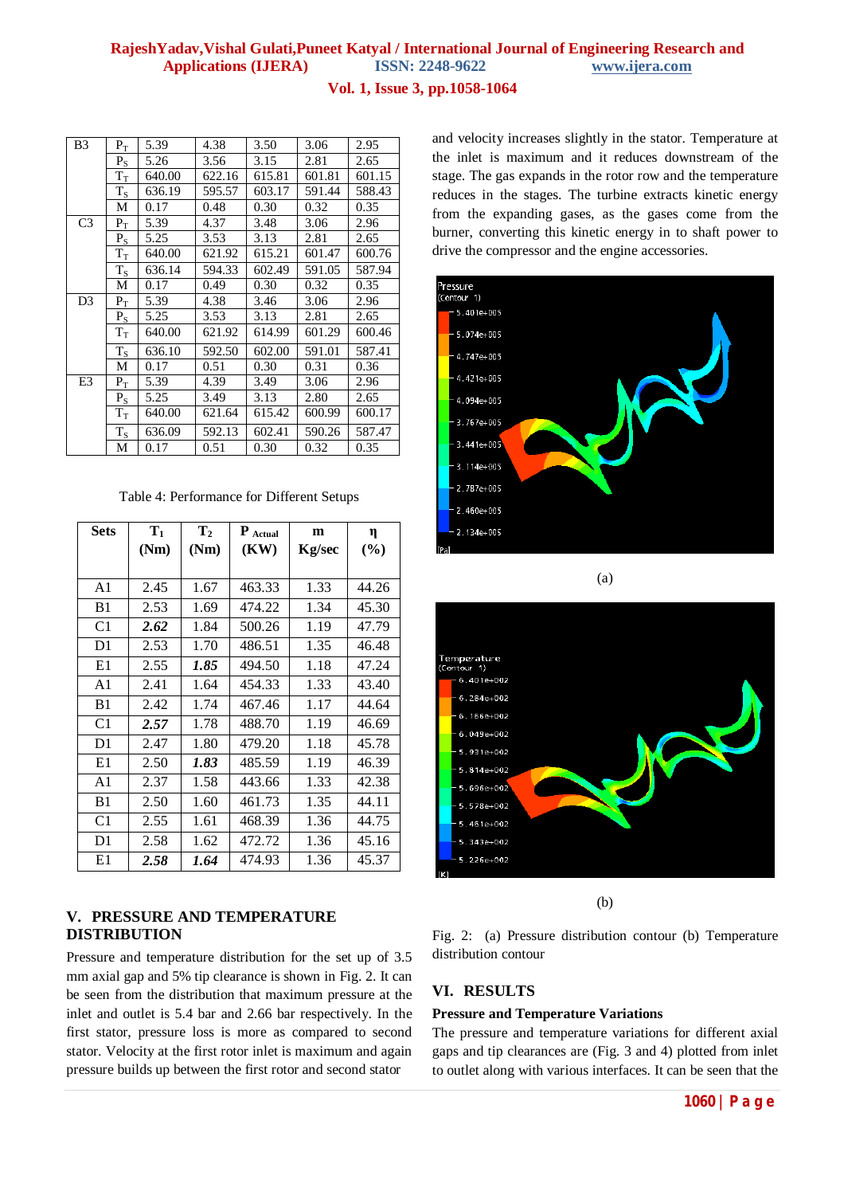| B3 | $P_T$ | 5.39 | 4.38 | 3.50 | 3.06 | 2.95 |
|---|---|---|---|---|---|---|
| | $P_S$ | 5.26 | 3.56 | 3.15 | 2.81 | 2.65 |
| | $T_T$ | 640.00 | 622.16 | 615.81 | 601.81 | 601.15 |
| | $T_S$ | 636.19 | 595.57 | 603.17 | 591.44 | 588.43 |
| | M | 0.17 | 0.48 | 0.30 | 0.32 | 0.35 |
| C3 | $P_T$ | 5.39 | 4.37 | 3.48 | 3.06 | 2.96 |
| | $P_S$ | 5.25 | 3.53 | 3.13 | 2.81 | 2.65 |
| | $T_T$ | 640.00 | 621.92 | 615.21 | 601.47 | 600.76 |
| | $T_S$ | 636.14 | 594.33 | 602.49 | 591.05 | 587.94 |
| | M | 0.17 | 0.49 | 0.30 | 0.32 | 0.35 |
| D3 | $P_T$ | 5.39 | 4.38 | 3.46 | 3.06 | 2.96 |
| | $P_S$ | 5.25 | 3.53 | 3.13 | 2.81 | 2.65 |
| | $T_T$ | 640.00 | 621.92 | 614.99 | 601.29 | 600.46 |
| | $T_S$ | 636.10 | 592.50 | 602.00 | 591.01 | 587.41 |
| | M | 0.17 | 0.51 | 0.30 | 0.31 | 0.36 |
| E3 | $P_T$ | 5.39 | 4.39 | 3.49 | 3.06 | 2.96 |
| | $P_S$ | 5.25 | 3.49 | 3.13 | 2.80 | 2.65 |
| | $T_T$ | 640.00 | 621.64 | 615.42 | 600.99 | 600.17 |
| | $T_S$ | 636.09 | 592.13 | 602.41 | 590.26 | 587.47 |
| | M | 0.17 | 0.51 | 0.30 | 0.32 | 0.35 |

Table 4: Performance for Different Setups

| Sets | $T_1$ (Nm) | $T_2$ (Nm) | $P_{Actual}$ (KW) | m Kg/sec | η (%) |
|---|---|---|---|---|---|
| A1 | 2.45 | 1.67 | 463.33 | 1.33 | 44.26 |
| B1 | 2.53 | 1.69 | 474.22 | 1.34 | 45.30 |
| C1 | ***2.62*** | 1.84 | 500.26 | 1.19 | 47.79 |
| D1 | 2.53 | 1.70 | 486.51 | 1.35 | 46.48 |
| E1 | 2.55 | ***1.85*** | 494.50 | 1.18 | 47.24 |
| A1 | 2.41 | 1.64 | 454.33 | 1.33 | 43.40 |
| B1 | 2.42 | 1.74 | 467.46 | 1.17 | 44.64 |
| C1 | ***2.57*** | 1.78 | 488.70 | 1.19 | 46.69 |
| D1 | 2.47 | 1.80 | 479.20 | 1.18 | 45.78 |
| E1 | 2.50 | ***1.83*** | 485.59 | 1.19 | 46.39 |
| A1 | 2.37 | 1.58 | 443.66 | 1.33 | 42.38 |
| B1 | 2.50 | 1.60 | 461.73 | 1.35 | 44.11 |
| C1 | 2.55 | 1.61 | 468.39 | 1.36 | 44.75 |
| D1 | 2.58 | 1.62 | 472.72 | 1.36 | 45.16 |
| E1 | ***2.58*** | ***1.64*** | 474.93 | 1.36 | 45.37 |

## V. PRESSURE AND TEMPERATURE DISTRIBUTION

Pressure and temperature distribution for the set up of 3.5 mm axial gap and 5% tip clearance is shown in Fig. 2. It can be seen from the distribution that maximum pressure at the inlet and outlet is 5.4 bar and 2.66 bar respectively. In the first stator, pressure loss is more as compared to second stator. Velocity at the first rotor inlet is maximum and again pressure builds up between the first rotor and second stator and velocity increases slightly in the stator. Temperature at the inlet is maximum and it reduces downstream of the stage. The gas expands in the rotor row and the temperature reduces in the stages. The turbine extracts kinetic energy from the expanding gases, as the gases come from the burner, converting this kinetic energy in to shaft power to drive the compressor and the engine accessories.

(a)

(b)

Fig. 2: (a) Pressure distribution contour (b) Temperature distribution contour

## VI. RESULTS

**Pressure and Temperature Variations**

The pressure and temperature variations for different axial gaps and tip clearances are (Fig. 3 and 4) plotted from inlet to outlet along with various interfaces. It can be seen that the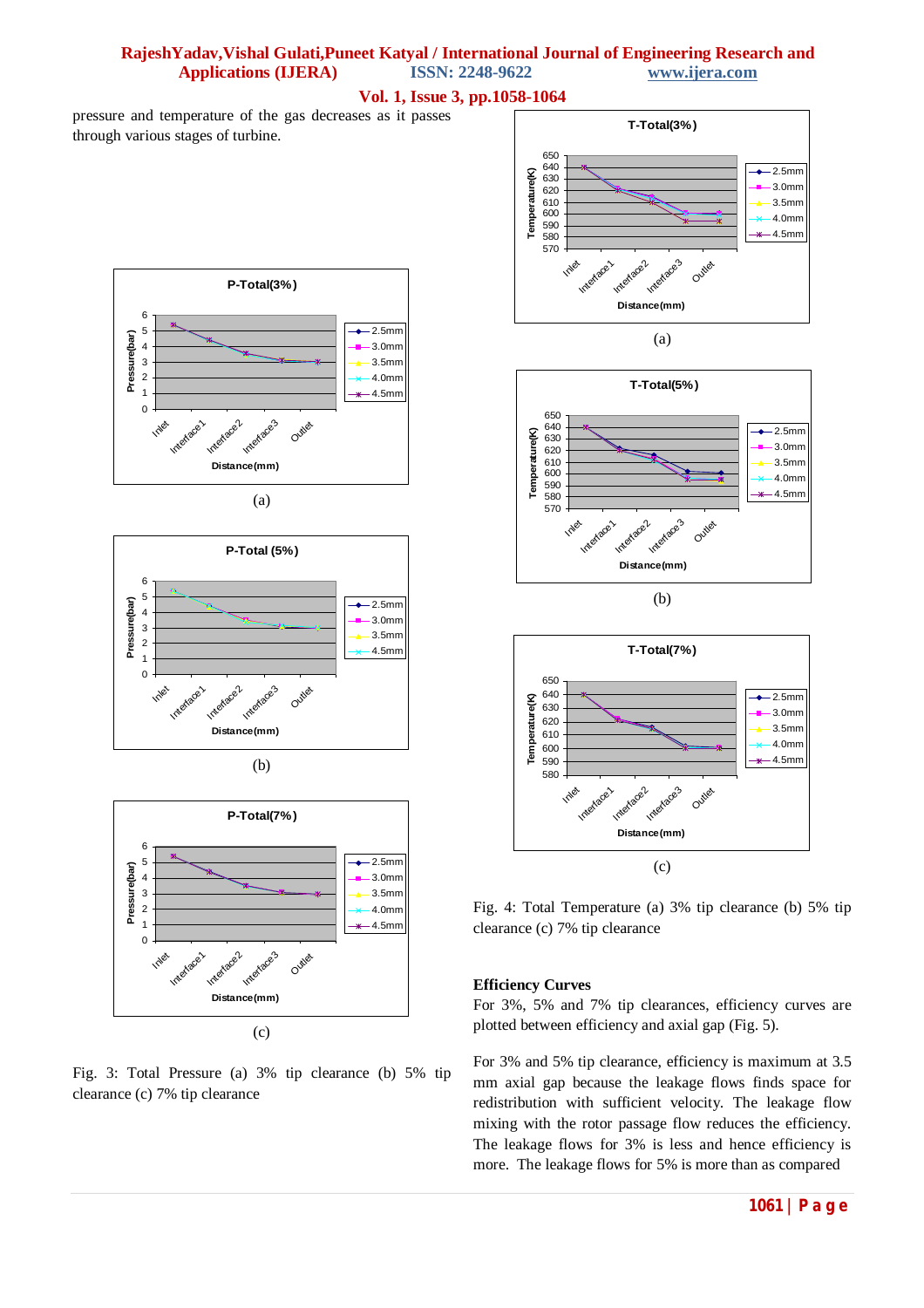pressure and temperature of the gas decreases as it passes through various stages of turbine.

Fig. 3: Total Pressure (a) 3% tip clearance (b) 5% tip clearance (c) 7% tip clearance

Fig. 4: Total Temperature (a) 3% tip clearance (b) 5% tip clearance (c) 7% tip clearance

**Efficiency Curves**

For 3%, 5% and 7% tip clearances, efficiency curves are plotted between efficiency and axial gap (Fig. 5).

For 3% and 5% tip clearance, efficiency is maximum at 3.5 mm axial gap because the leakage flows finds space for redistribution with sufficient velocity. The leakage flow mixing with the rotor passage flow reduces the efficiency. The leakage flows for 3% is less and hence efficiency is more. The leakage flows for 5% is more than as compared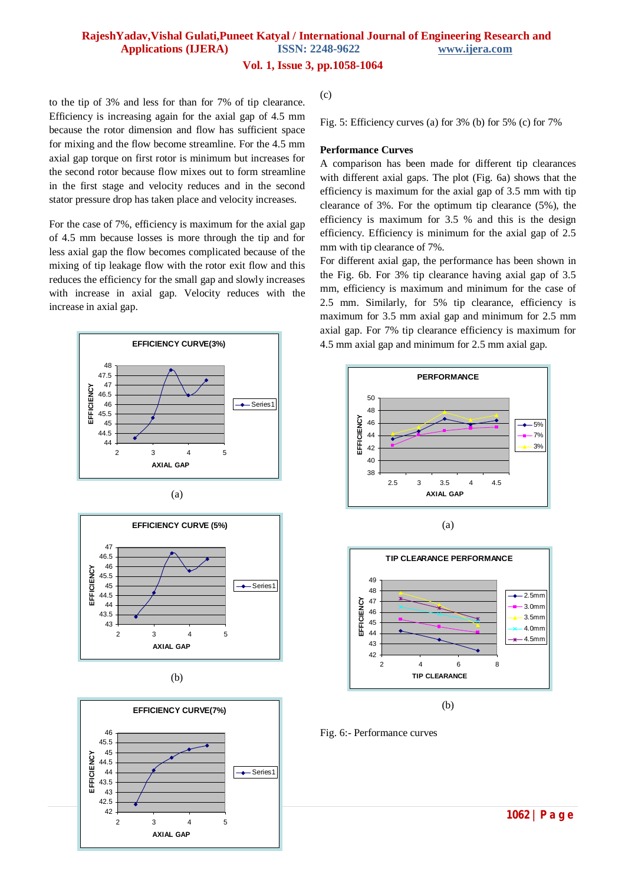to the tip of 3% and less for than for 7% of tip clearance. Efficiency is increasing again for the axial gap of 4.5 mm because the rotor dimension and flow has sufficient space for mixing and the flow become streamline. For the 4.5 mm axial gap torque on first rotor is minimum but increases for the second rotor because flow mixes out to form streamline in the first stage and velocity reduces and in the second stator pressure drop has taken place and velocity increases.

For the case of 7%, efficiency is maximum for the axial gap of 4.5 mm because losses is more through the tip and for less axial gap the flow becomes complicated because of the mixing of tip leakage flow with the rotor exit flow and this reduces the efficiency for the small gap and slowly increases with increase in axial gap. Velocity reduces with the increase in axial gap.

(a)

(b)

(c)

Fig. 5: Efficiency curves (a) for 3% (b) for 5% (c) for 7%

**Performance Curves**

A comparison has been made for different tip clearances with different axial gaps. The plot (Fig. 6a) shows that the efficiency is maximum for the axial gap of 3.5 mm with tip clearance of 3%. For the optimum tip clearance (5%), the efficiency is maximum for 3.5 % and this is the design efficiency. Efficiency is minimum for the axial gap of 2.5 mm with tip clearance of 7%.

For different axial gap, the performance has been shown in the Fig. 6b. For 3% tip clearance having axial gap of 3.5 mm, efficiency is maximum and minimum for the case of 2.5 mm. Similarly, for 5% tip clearance, efficiency is maximum for 3.5 mm axial gap and minimum for 2.5 mm axial gap. For 7% tip clearance efficiency is maximum for 4.5 mm axial gap and minimum for 2.5 mm axial gap.

(a)

(b)

Fig. 6:- Performance curves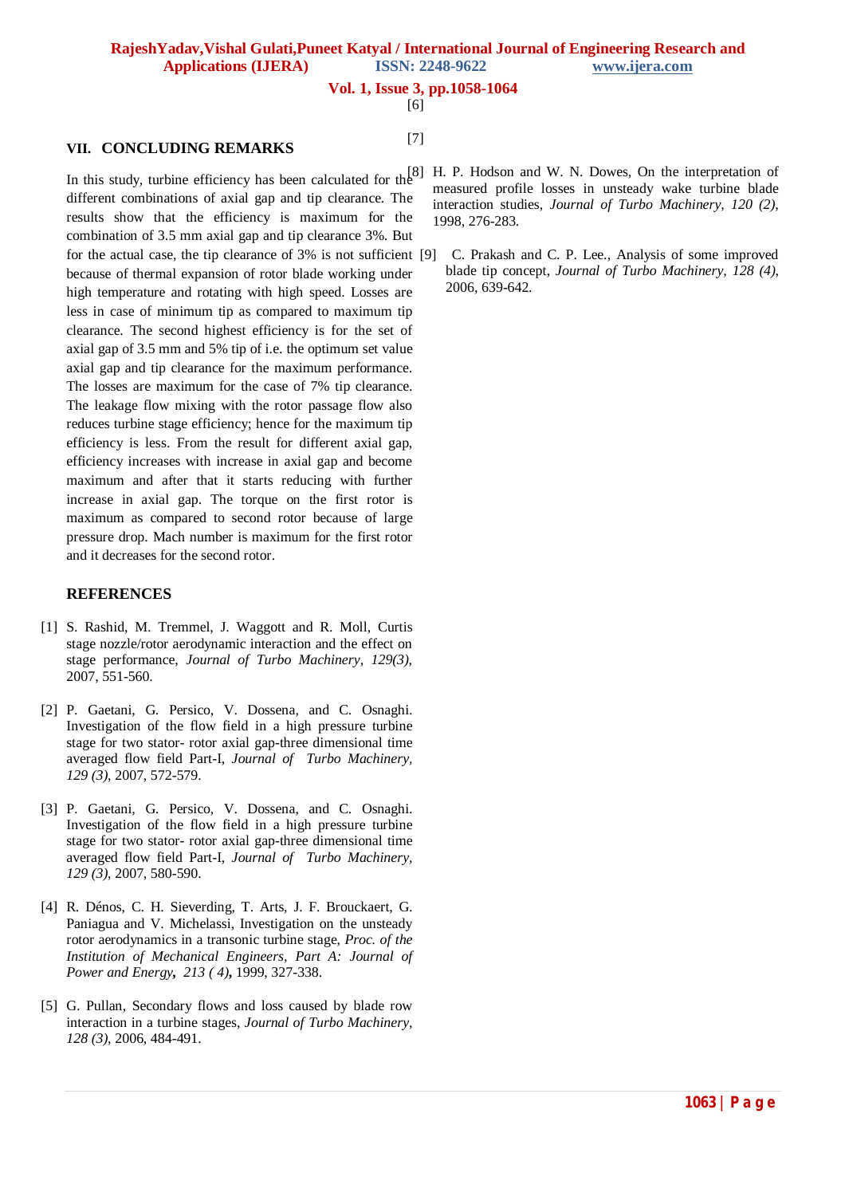## VII. CONCLUDING REMARKS

In this study, turbine efficiency has been calculated for the different combinations of axial gap and tip clearance. The results show that the efficiency is maximum for the combination of 3.5 mm axial gap and tip clearance 3%. But for the actual case, the tip clearance of 3% is not sufficient because of thermal expansion of rotor blade working under high temperature and rotating with high speed. Losses are less in case of minimum tip as compared to maximum tip clearance. The second highest efficiency is for the set of axial gap of 3.5 mm and 5% tip of i.e. the optimum set value axial gap and tip clearance for the maximum performance. The losses are maximum for the case of 7% tip clearance. The leakage flow mixing with the rotor passage flow also reduces turbine stage efficiency; hence for the maximum tip efficiency is less. From the result for different axial gap, efficiency increases with increase in axial gap and become maximum and after that it starts reducing with further increase in axial gap. The torque on the first rotor is maximum as compared to second rotor because of large pressure drop. Mach number is maximum for the first rotor and it decreases for the second rotor.

## REFERENCES

[1] S. Rashid, M. Tremmel, J. Waggott and R. Moll, Curtis stage nozzle/rotor aerodynamic interaction and the effect on stage performance, *Journal of Turbo Machinery, 129(3)*, 2007, 551-560.

[2] P. Gaetani, G. Persico, V. Dossena, and C. Osnaghi. Investigation of the flow field in a high pressure turbine stage for two stator- rotor axial gap-three dimensional time averaged flow field Part-I, *Journal of Turbo Machinery, 129 (3)*, 2007, 572-579.

[3] P. Gaetani, G. Persico, V. Dossena, and C. Osnaghi. Investigation of the flow field in a high pressure turbine stage for two stator- rotor axial gap-three dimensional time averaged flow field Part-I, *Journal of Turbo Machinery, 129 (3)*, 2007, 580-590.

[4] R. Dénos, C. H. Sieverding, T. Arts, J. F. Brouckaert, G. Paniagua and V. Michelassi, Investigation on the unsteady rotor aerodynamics in a transonic turbine stage, *Proc. of the Institution of Mechanical Engineers, Part A: Journal of Power and Energy*, *213 ( 4)***,** 1999, 327-338.

[5] G. Pullan, Secondary flows and loss caused by blade row interaction in a turbine stages, *Journal of Turbo Machinery, 128 (3)*, 2006, 484-491.

[6]

[7]

[8] H. P. Hodson and W. N. Dowes, On the interpretation of measured profile losses in unsteady wake turbine blade interaction studies, *Journal of Turbo Machinery, 120 (2)*, 1998, 276-283.

[9] C. Prakash and C. P. Lee., Analysis of some improved blade tip concept, *Journal of Turbo Machinery, 128 (4)*, 2006, 639-642.